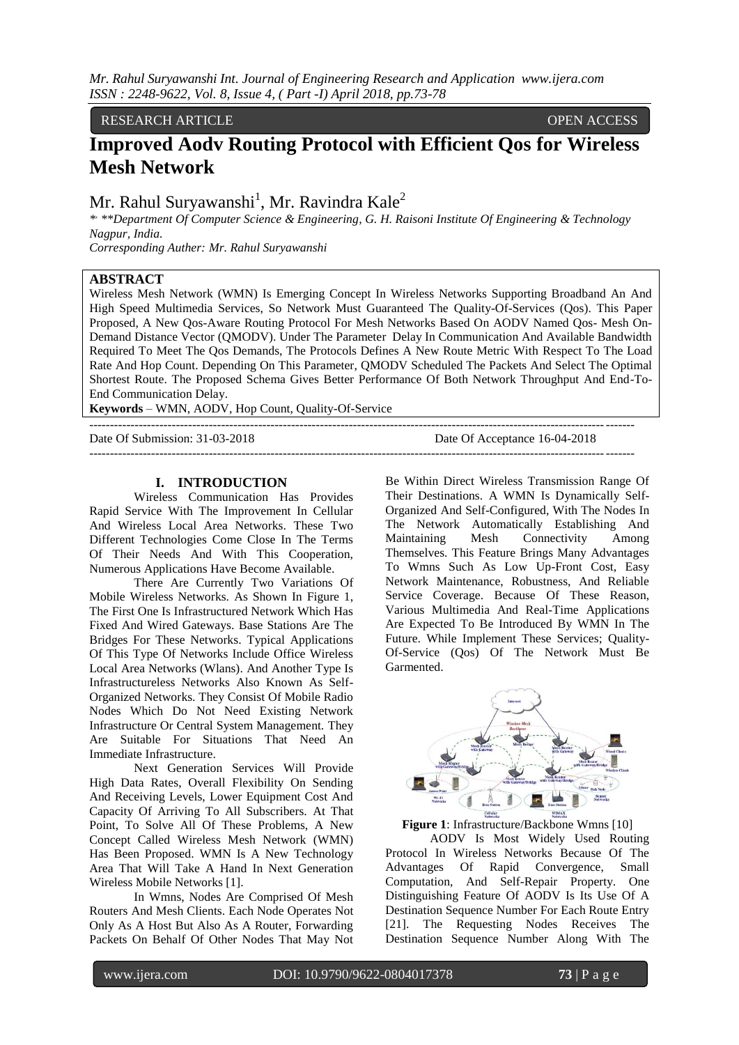RESEARCH ARTICLE OPEN ACCESS

# Improved Aodv Routing Protocol with Efficient Qos for Wireless Mesh Network

Mr. Rahul Suryawanshi[1], Mr. Ravindra Kale[2]

*\*, \*\*Department Of Computer Science & Engineering, G. H. Raisoni Institute Of Engineering & Technology Nagpur, India.*
*Corresponding Auther: Mr. Rahul Suryawanshi*

## ABSTRACT

Wireless Mesh Network (WMN) Is Emerging Concept In Wireless Networks Supporting Broadband An And High Speed Multimedia Services, So Network Must Guaranteed The Quality-Of-Services (Qos). This Paper Proposed, A New Qos-Aware Routing Protocol For Mesh Networks Based On AODV Named Qos- Mesh On-Demand Distance Vector (QMODV). Under The Parameter Delay In Communication And Available Bandwidth Required To Meet The Qos Demands, The Protocols Defines A New Route Metric With Respect To The Load Rate And Hop Count. Depending On This Parameter, QMODV Scheduled The Packets And Select The Optimal Shortest Route. The Proposed Schema Gives Better Performance Of Both Network Throughput And End-To-End Communication Delay.

**Keywords** – WMN, AODV, Hop Count, Quality-Of-Service

---

Date Of Submission: 31-03-2018 Date Of Acceptance 16-04-2018

---

## I. INTRODUCTION

Wireless Communication Has Provides Rapid Service With The Improvement In Cellular And Wireless Local Area Networks. These Two Different Technologies Come Close In The Terms Of Their Needs And With This Cooperation, Numerous Applications Have Become Available.

There Are Currently Two Variations Of Mobile Wireless Networks. As Shown In Figure 1, The First One Is Infrastructured Network Which Has Fixed And Wired Gateways. Base Stations Are The Bridges For These Networks. Typical Applications Of This Type Of Networks Include Office Wireless Local Area Networks (Wlans). And Another Type Is Infrastructureless Networks Also Known As Self-Organized Networks. They Consist Of Mobile Radio Nodes Which Do Not Need Existing Network Infrastructure Or Central System Management. They Are Suitable For Situations That Need An Immediate Infrastructure.

Next Generation Services Will Provide High Data Rates, Overall Flexibility On Sending And Receiving Levels, Lower Equipment Cost And Capacity Of Arriving To All Subscribers. At That Point, To Solve All Of These Problems, A New Concept Called Wireless Mesh Network (WMN) Has Been Proposed. WMN Is A New Technology Area That Will Take A Hand In Next Generation Wireless Mobile Networks [1].

In Wmns, Nodes Are Comprised Of Mesh Routers And Mesh Clients. Each Node Operates Not Only As A Host But Also As A Router, Forwarding Packets On Behalf Of Other Nodes That May Not Be Within Direct Wireless Transmission Range Of Their Destinations. A WMN Is Dynamically Self-Organized And Self-Configured, With The Nodes In The Network Automatically Establishing And Maintaining Mesh Connectivity Among Themselves. This Feature Brings Many Advantages To Wmns Such As Low Up-Front Cost, Easy Network Maintenance, Robustness, And Reliable Service Coverage. Because Of These Reason, Various Multimedia And Real-Time Applications Are Expected To Be Introduced By WMN In The Future. While Implement These Services; Quality-Of-Service (Qos) Of The Network Must Be Garmented.

**Figure 1**: Infrastructure/Backbone Wmns [10]

AODV Is Most Widely Used Routing Protocol In Wireless Networks Because Of The Advantages Of Rapid Convergence, Small Computation, And Self-Repair Property. One Distinguishing Feature Of AODV Is Its Use Of A Destination Sequence Number For Each Route Entry [21]. The Requesting Nodes Receives The Destination Sequence Number Along With The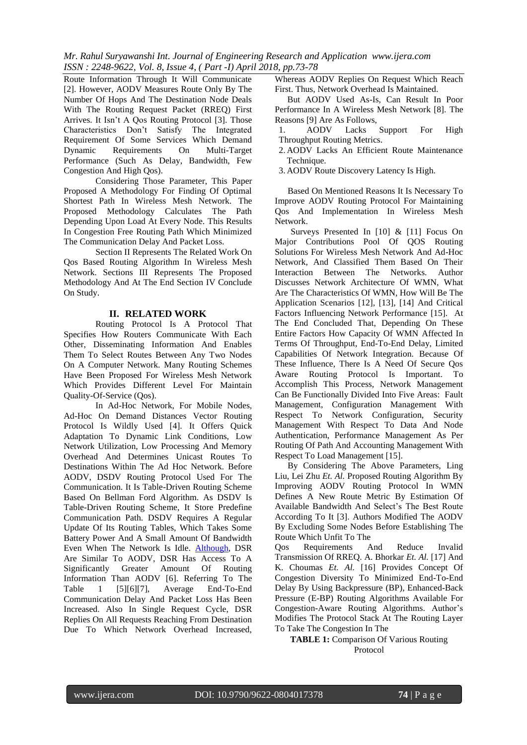Route Information Through It Will Communicate [2]. However, AODV Measures Route Only By The Number Of Hops And The Destination Node Deals With The Routing Request Packet (RREQ) First Arrives. It Isn't A Qos Routing Protocol [3]. Those Characteristics Don't Satisfy The Integrated Requirement Of Some Services Which Demand Dynamic Requirements On Multi-Target Performance (Such As Delay, Bandwidth, Few Congestion And High Qos).

Considering Those Parameter, This Paper Proposed A Methodology For Finding Of Optimal Shortest Path In Wireless Mesh Network. The Proposed Methodology Calculates The Path Depending Upon Load At Every Node. This Results In Congestion Free Routing Path Which Minimized The Communication Delay And Packet Loss.

Section II Represents The Related Work On Qos Based Routing Algorithm In Wireless Mesh Network. Sections III Represents The Proposed Methodology And At The End Section IV Conclude On Study.

## II. RELATED WORK

Routing Protocol Is A Protocol That Specifies How Routers Communicate With Each Other, Disseminating Information And Enables Them To Select Routes Between Any Two Nodes On A Computer Network. Many Routing Schemes Have Been Proposed For Wireless Mesh Network Which Provides Different Level For Maintain Quality-Of-Service (Qos).

In Ad-Hoc Network, For Mobile Nodes, Ad-Hoc On Demand Distances Vector Routing Protocol Is Wildly Used [4]. It Offers Quick Adaptation To Dynamic Link Conditions, Low Network Utilization, Low Processing And Memory Overhead And Determines Unicast Routes To Destinations Within The Ad Hoc Network. Before AODV, DSDV Routing Protocol Used For The Communication. It Is Table-Driven Routing Scheme Based On Bellman Ford Algorithm. As DSDV Is Table-Driven Routing Scheme, It Store Predefine Communication Path. DSDV Requires A Regular Update Of Its Routing Tables, Which Takes Some Battery Power And A Small Amount Of Bandwidth Even When The Network Is Idle. Although, DSR Are Similar To AODV, DSR Has Access To A Significantly Greater Amount Of Routing Information Than AODV [6]. Referring To The Table 1 [5][6][7], Average End-To-End Communication Delay And Packet Loss Has Been Increased. Also In Single Request Cycle, DSR Replies On All Requests Reaching From Destination Due To Which Network Overhead Increased, Whereas AODV Replies On Request Which Reach First. Thus, Network Overhead Is Maintained.

But AODV Used As-Is, Can Result In Poor Performance In A Wireless Mesh Network [8]. The Reasons [9] Are As Follows,

1. AODV Lacks Support For High Throughput Routing Metrics.
2. AODV Lacks An Efficient Route Maintenance Technique.
3. AODV Route Discovery Latency Is High.

Based On Mentioned Reasons It Is Necessary To Improve AODV Routing Protocol For Maintaining Qos And Implementation In Wireless Mesh Network.

Surveys Presented In [10] & [11] Focus On Major Contributions Pool Of QOS Routing Solutions For Wireless Mesh Network And Ad-Hoc Network, And Classified Them Based On Their Interaction Between The Networks. Author Discusses Network Architecture Of WMN, What Are The Characteristics Of WMN, How Will Be The Application Scenarios [12], [13], [14] And Critical Factors Influencing Network Performance [15]. At The End Concluded That, Depending On These Entire Factors How Capacity Of WMN Affected In Terms Of Throughput, End-To-End Delay, Limited Capabilities Of Network Integration. Because Of These Influence, There Is A Need Of Secure Qos Aware Routing Protocol Is Important. To Accomplish This Process, Network Management Can Be Functionally Divided Into Five Areas: Fault Management, Configuration Management With Respect To Network Configuration, Security Management With Respect To Data And Node Authentication, Performance Management As Per Routing Of Path And Accounting Management With Respect To Load Management [15].

By Considering The Above Parameters, Ling Liu, Lei Zhu *Et. Al.* Proposed Routing Algorithm By Improving AODV Routing Protocol In WMN Defines A New Route Metric By Estimation Of Available Bandwidth And Select's The Best Route According To It [3]. Authors Modified The AODV By Excluding Some Nodes Before Establishing The Route Which Unfit To The Qos Requirements And Reduce Invalid Transmission Of RREQ. A. Bhorkar *Et. Al.* [17] And K. Choumas *Et. Al.* [16] Provides Concept Of Congestion Diversity To Minimized End-To-End Delay By Using Backpressure (BP), Enhanced-Back Pressure (E-BP) Routing Algorithms Available For Congestion-Aware Routing Algorithms. Author's Modifies The Protocol Stack At The Routing Layer To Take The Congestion In The

**TABLE 1:** Comparison Of Various Routing Protocol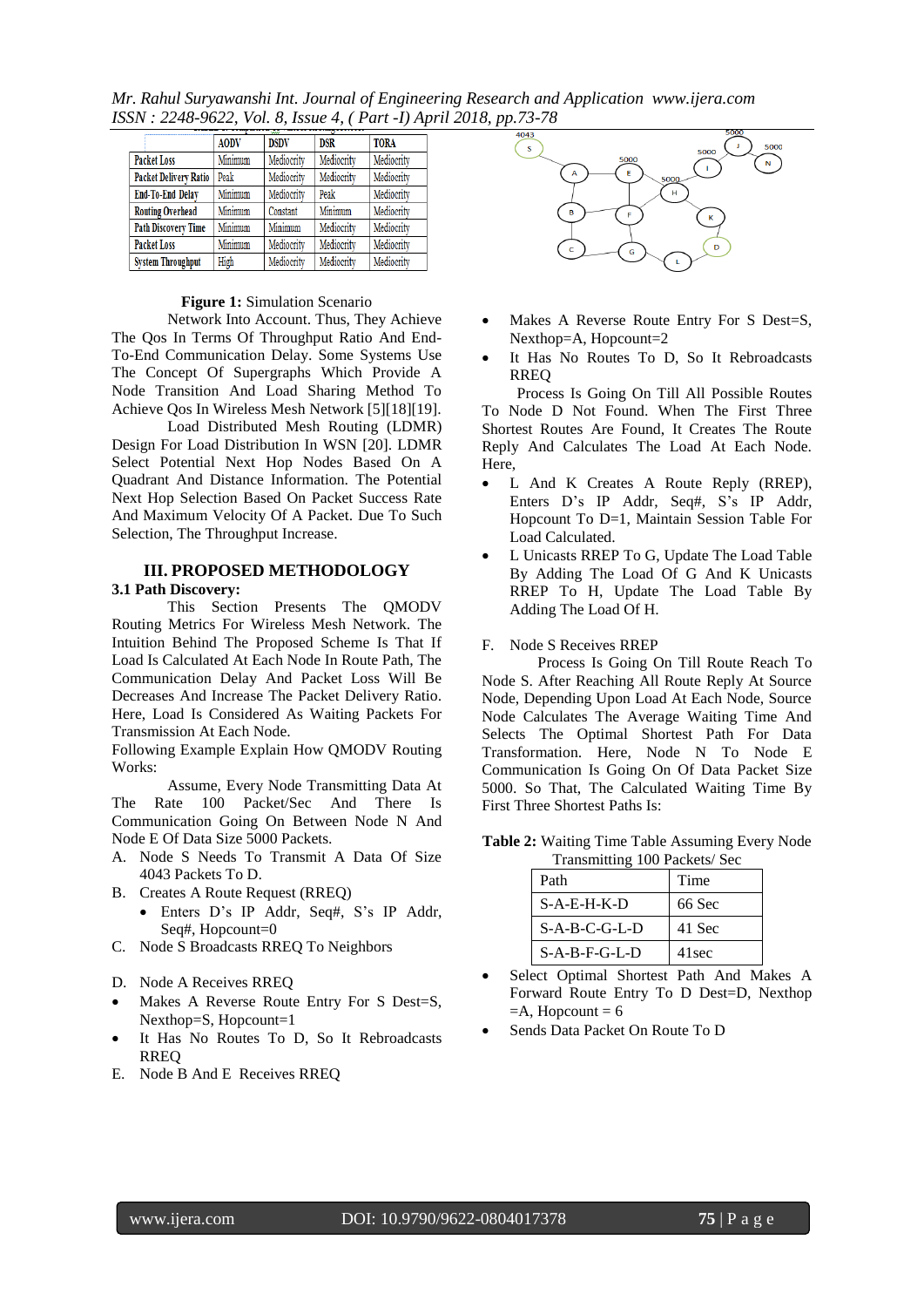| | AODV | DSDV | DSR | TORA |
|---|---|---|---|---|
| Packet Loss | Minimum | Mediocrity | Mediocrity | Mediocrity |
| Packet Delivery Ratio | Peak | Mediocrity | Mediocrity | Mediocrity |
| End-To-End Delay | Minimum | Mediocrity | Peak | Mediocrity |
| Routing Overhead | Minimum | Constant | Minimum | Mediocrity |
| Path Discovery Time | Minimum | Minimum | Mediocrity | Mediocrity |
| Packet Loss | Minimum | Mediocrity | Mediocrity | Mediocrity |
| System Throughput | High | Mediocrity | Mediocrity | Mediocrity |

**Figure 1:** Simulation Scenario

Network Into Account. Thus, They Achieve The Qos In Terms Of Throughput Ratio And End-To-End Communication Delay. Some Systems Use The Concept Of Supergraphs Which Provide A Node Transition And Load Sharing Method To Achieve QoS In Wireless Mesh Network [5][18][19].

Load Distributed Mesh Routing (LDMR) Design For Load Distribution In WSN [20]. LDMR Select Potential Next Hop Nodes Based On A Quadrant And Distance Information. The Potential Next Hop Selection Based On Packet Success Rate And Maximum Velocity Of A Packet. Due To Such Selection, The Throughput Increase.

## III. PROPOSED METHODOLOGY

### 3.1 Path Discovery:

This Section Presents The QMODV Routing Metrics For Wireless Mesh Network. The Intuition Behind The Proposed Scheme Is That If Load Is Calculated At Each Node In Route Path, The Communication Delay And Packet Loss Will Be Decreases And Increase The Packet Delivery Ratio. Here, Load Is Considered As Waiting Packets For Transmission At Each Node.

Following Example Explain How QMODV Routing Works:

Assume, Every Node Transmitting Data At The Rate 100 Packet/Sec And There Is Communication Going On Between Node N And Node E Of Data Size 5000 Packets.

A. Node S Needs To Transmit A Data Of Size 4043 Packets To D.

B. Creates A Route Request (RREQ)
   - Enters D's IP Addr, Seq#, S's IP Addr, Seq#, Hopcount=0

C. Node S Broadcasts RREQ To Neighbors

D. Node A Receives RREQ

- Makes A Reverse Route Entry For S Dest=S, Nexthop=S, Hopcount=1
- It Has No Routes To D, So It Rebroadcasts RREQ

E. Node B And E Receives RREQ

- Makes A Reverse Route Entry For S Dest=S, Nexthop=A, Hopcount=2
- It Has No Routes To D, So It Rebroadcasts RREQ

Process Is Going On Till All Possible Routes To Node D Not Found. When The First Three Shortest Routes Are Found, It Creates The Route Reply And Calculates The Load At Each Node. Here,

- L And K Creates A Route Reply (REP), Enters D's IP Addr, Seq#, S's IP Addr, Hopcount To D=1, Maintain Session Table For Load Calculated.
- L Unicasts RREP To G, Update The Load Table By Adding The Load Of G And K Unicasts RREP To H, Update The Load Table By Adding The Load Of H.

F. Node S Receives RREP

Process Is Going On Till Route Reach To Node S. After Reaching All Route Reply At Source Node, Depending Upon Load At Each Node, Source Node Calculates The Average Waiting Time And Selects The Optimal Shortest Path For Data Transformation. Here, Node N To Node E Communication Is Going On Of Data Packet Size 5000. So That, The Calculated Waiting Time By First Three Shortest Paths Is:

**Table 2:** Waiting Time Table Assuming Every Node Transmitting 100 Packets/ Sec

| Path | Time |
|---|---|
| S-A-E-H-K-D | 66 Sec |
| S-A-B-C-G-L-D | 41 Sec |
| S-A-B-F-G-L-D | 41sec |

- Select Optimal Shortest Path And Makes A Forward Route Entry To D Dest=D, Nexthop =A, Hopcount = 6
- Sends Data Packet On Route To D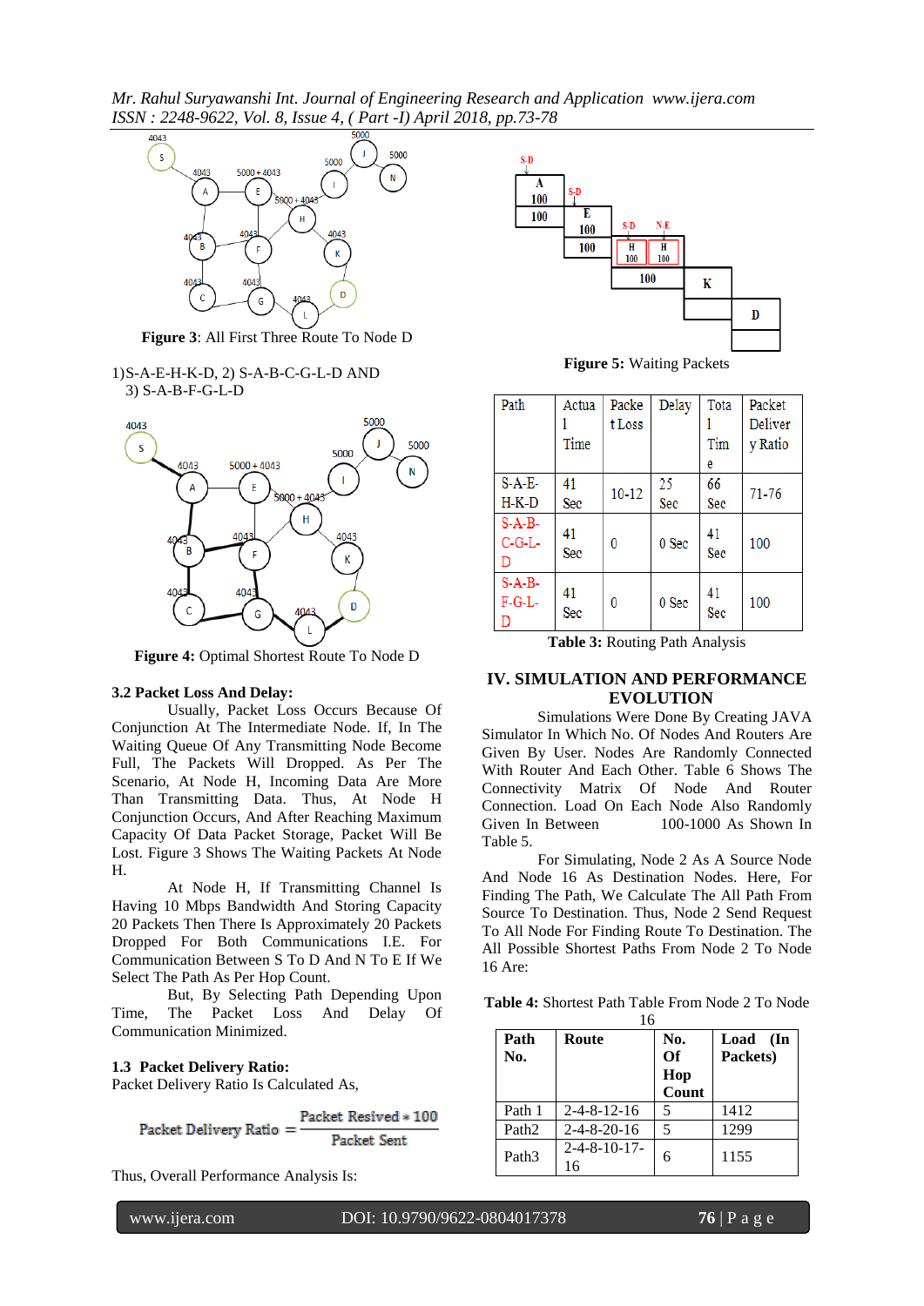**Figure 3**: All First Three Route To Node D

1)S-A-E-H-K-D, 2) S-A-B-C-G-L-D AND
3) S-A-B-F-G-L-D

**Figure 4:** Optimal Shortest Route To Node D

### 3.2 Packet Loss And Delay:

Usually, Packet Loss Occurs Because Of Conjunction At The Intermediate Node. If, In The Waiting Queue Of Any Transmitting Node Become Full, The Packets Will Dropped. As Per The Scenario, At Node H, Incoming Data Are More Than Transmitting Data. Thus, At Node H Conjunction Occurs, And After Reaching Maximum Capacity Of Data Packet Storage, Packet Will Be Lost. Figure 3 Shows The Waiting Packets At Node H.

At Node H, If Transmitting Channel Is Having 10 Mbps Bandwidth And Storing Capacity 20 Packets Then There Is Approximately 20 Packets Dropped For Both Communications I.E. For Communication Between S To D And N To E If We Select The Path As Per Hop Count.

But, By Selecting Path Depending Upon Time, The Packet Loss And Delay Of Communication Minimized.

### 1.3 Packet Delivery Ratio:

Packet Delivery Ratio Is Calculated As,

$$\text{Packet Delivery Ratio} = \frac{\text{Packet Resived} * 100}{\text{Packet Sent}}$$

Thus, Overall Performance Analysis Is:

**Figure 5:** Waiting Packets

| Path | Actual Time | Packet Loss | Delay | Total Time | Packet Delivery Ratio |
|---|---|---|---|---|---|
| S-A-E-H-K-D | 41 Sec | 10-12 | 25 Sec | 66 Sec | 71-76 |
| S-A-B-C-G-L-D | 41 Sec | 0 | 0 Sec | 41 Sec | 100 |
| S-A-B-F-G-L-D | 41 Sec | 0 | 0 Sec | 41 Sec | 100 |

**Table 3:** Routing Path Analysis

## IV. SIMULATION AND PERFORMANCE EVOLUTION

Simulations Were Done By Creating JAVA Simulator In Which No. Of Nodes And Routers Are Given By User. Nodes Are Randomly Connected With Router And Each Other. Table 6 Shows The Connectivity Matrix Of Node And Router Connection. Load On Each Node Also Randomly Given In Between 100-1000 As Shown In Table 5.

For Simulating, Node 2 As A Source Node And Node 16 As Destination Nodes. Here, For Finding The Path, We Calculate The All Path From Source To Destination. Thus, Node 2 Send Request To All Node For Finding Route To Destination. The All Possible Shortest Paths From Node 2 To Node 16 Are:

**Table 4:** Shortest Path Table From Node 2 To Node 16

| Path No. | Route | No. Of Hop Count | Load (In Packets) |
|---|---|---|---|
| Path 1 | 2-4-8-12-16 | 5 | 1412 |
| Path2 | 2-4-8-20-16 | 5 | 1299 |
| Path3 | 2-4-8-10-17-16 | 6 | 1155 |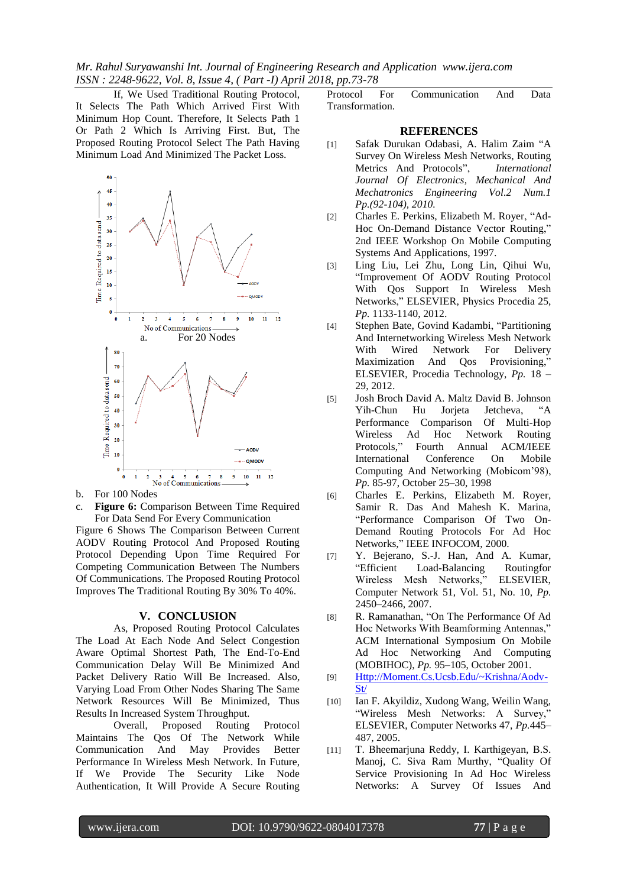If, We Used Traditional Routing Protocol, It Selects The Path Which Arrived First With Minimum Hop Count. Therefore, It Selects Path 1 Or Path 2 Which Is Arriving First. But, The Proposed Routing Protocol Select The Path Having Minimum Load And Minimized The Packet Loss.

a. For 20 Nodes

b. For 100 Nodes

c. **Figure 6:** Comparison Between Time Required For Data Send For Every Communication

Figure 6 Shows The Comparison Between Current AODV Routing Protocol And Proposed Routing Protocol Depending Upon Time Required For Competing Communication Between The Numbers Of Communications. The Proposed Routing Protocol Improves The Traditional Routing By 30% To 40%.

## V. CONCLUSION

As, Proposed Routing Protocol Calculates The Load At Each Node And Select Congestion Aware Optimal Shortest Path, The End-To-End Communication Delay Will Be Minimized And Packet Delivery Ratio Will Be Increased. Also, Varying Load From Other Nodes Sharing The Same Network Resources Will Be Minimized, Thus Results In Increased System Throughput.

Overall, Proposed Routing Protocol Maintains The Qos Of The Network While Communication And May Provides Better Performance In Wireless Mesh Network. In Future, If We Provide The Security Like Node Authentication, It Will Provide A Secure Routing Protocol For Communication And Data Transformation.

## REFERENCES

[1] Safak Durukan Odabasi, A. Halim Zaim "A Survey On Wireless Mesh Networks, Routing Metrics And Protocols", *International Journal Of Electronics, Mechanical And Mechatronics Engineering Vol.2 Num.1 Pp.(92-104), 2010.*

[2] Charles E. Perkins, Elizabeth M. Royer, "Ad-Hoc On-Demand Distance Vector Routing," 2nd IEEE Workshop On Mobile Computing Systems And Applications, 1997.

[3] Ling Liu, Lei Zhu, Long Lin, Qihui Wu, "Improvement Of AODV Routing Protocol With Qos Support In Wireless Mesh Networks," ELSEVIER, Physics Procedia 25, *Pp.* 1133-1140, 2012.

[4] Stephen Bate, Govind Kadambi, "Partitioning And Internetworking Wireless Mesh Network With Wired Network For Delivery Maximization And Qos Provisioning," ELSEVIER, Procedia Technology, *Pp.* 18 – 29, 2012.

[5] Josh Broch David A. Maltz David B. Johnson Yih-Chun Hu Jorjeta Jetcheva, "A Performance Comparison Of Multi-Hop Wireless Ad Hoc Network Routing Protocols," Fourth Annual ACM/IEEE International Conference On Mobile Computing And Networking (Mobicom'98), *Pp.* 85-97, October 25–30, 1998

[6] Charles E. Perkins, Elizabeth M. Royer, Samir R. Das And Mahesh K. Marina, "Performance Comparison Of Two On-Demand Routing Protocols For Ad Hoc Networks," IEEE INFOCOM, 2000.

[7] Y. Bejerano, S.-J. Han, And A. Kumar, "Efficient Load-Balancing Routingfor Wireless Mesh Networks," ELSEVIER, Computer Network 51, Vol. 51, No. 10, *Pp.* 2450–2466, 2007.

[8] R. Ramanathan, "On The Performance Of Ad Hoc Networks With Beamforming Antennas," ACM International Symposium On Mobile Ad Hoc Networking And Computing (MOBIHOC), *Pp.* 95–105, October 2001.

[9] Http://Moment.Cs.Ucsb.Edu/~Krishna/Aodv-St/

[10] Ian F. Akyildiz, Xudong Wang, Weilin Wang, "Wireless Mesh Networks: A Survey," ELSEVIER, Computer Networks 47, *Pp.*445–487, 2005.

[11] T. Bheemarjuna Reddy, I. Karthigeyan, B.S. Manoj, C. Siva Ram Murthy, "Quality Of Service Provisioning In Ad Hoc Wireless Networks: A Survey Of Issues And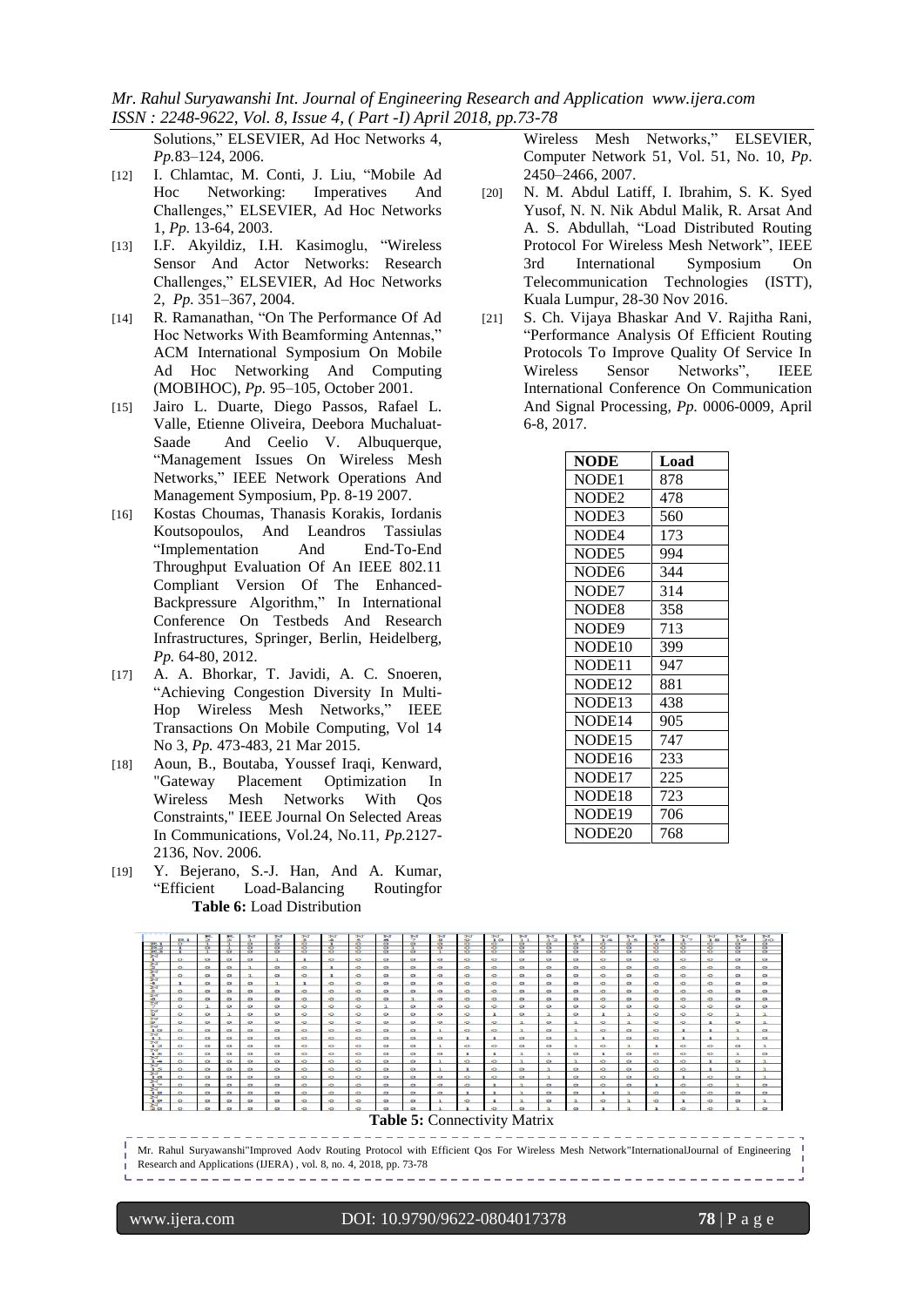Solutions," ELSEVIER, Ad Hoc Networks 4, *Pp.*83–124, 2006.

[12] I. Chlamtac, M. Conti, J. Liu, "Mobile Ad Hoc Networking: Imperatives And Challenges," ELSEVIER, Ad Hoc Networks 1, *Pp.* 13-64, 2003.

[13] I.F. Akyildiz, I.H. Kasimoglu, "Wireless Sensor And Actor Networks: Research Challenges," ELSEVIER, Ad Hoc Networks 2, *Pp.* 351–367, 2004.

[14] R. Ramanathan, "On The Performance Of Ad Hoc Networks With Beamforming Antennas," ACM International Symposium On Mobile Ad Hoc Networking And Computing (MOBIHOC), *Pp.* 95–105, October 2001.

[15] Jairo L. Duarte, Diego Passos, Rafael L. Valle, Etienne Oliveira, Deebora Muchaluat-Saade And Ceelio V. Albuquerque, "Management Issues On Wireless Mesh Networks," IEEE Network Operations And Management Symposium, Pp. 8-19 2007.

[16] Kostas Choumas, Thanasis Korakis, Iordanis Koutsopoulos, And Leandros Tassiulas "Implementation And End-To-End Throughput Evaluation Of An IEEE 802.11 Compliant Version Of The Enhanced-Backpressure Algorithm," In International Conference On Testbeds And Research Infrastructures, Springer, Berlin, Heidelberg, *Pp.* 64-80, 2012.

[17] A. A. Bhorkar, T. Javidi, A. C. Snoeren, "Achieving Congestion Diversity In Multi-Hop Wireless Mesh Networks," IEEE Transactions On Mobile Computing, Vol 14 No 3, *Pp.* 473-483, 21 Mar 2015.

[18] Aoun, B., Boutaba, Youssef Iraqi, Kenward, "Gateway Placement Optimization In Wireless Mesh Networks With Qos Constraints," IEEE Journal On Selected Areas In Communications, Vol.24, No.11, *Pp.*2127-2136, Nov. 2006.

[19] Y. Bejerano, S.-J. Han, And A. Kumar, "Efficient Load-Balancing Routingfor Wireless Mesh Networks," ELSEVIER, Computer Network 51, Vol. 51, No. 10, *Pp.* 2450–2466, 2007.

[20] N. M. Abdul Latiff, I. Ibrahim, S. K. Syed Yusof, N. N. Nik Abdul Malik, R. Arsat And A. S. Abdullah, "Load Distributed Routing Protocol For Wireless Mesh Network", IEEE 3rd International Symposium On Telecommunication Technologies (ISTT), Kuala Lumpur, 28-30 Nov 2016.

[21] S. Ch. Vijaya Bhaskar And V. Rajitha Rani, "Performance Analysis Of Efficient Routing Protocols To Improve Quality Of Service In Wireless Sensor Networks", IEEE International Conference On Communication And Signal Processing, *Pp.* 0006-0009, April 6-8, 2017.

| NODE | Load |
|---|---|
| NODE1 | 878 |
| NODE2 | 478 |
| NODE3 | 560 |
| NODE4 | 173 |
| NODE5 | 994 |
| NODE6 | 344 |
| NODE7 | 314 |
| NODE8 | 358 |
| NODE9 | 713 |
| NODE10 | 399 |
| NODE11 | 947 |
| NODE12 | 881 |
| NODE13 | 438 |
| NODE14 | 905 |
| NODE15 | 747 |
| NODE16 | 233 |
| NODE17 | 225 |
| NODE18 | 723 |
| NODE19 | 706 |
| NODE20 | 768 |

**Table 6:** Load Distribution

**Table 5:** Connectivity Matrix

Mr. Rahul Suryawanshi"Improved Aodv Routing Protocol with Efficient Qos For Wireless Mesh Network"InternationalJournal of Engineering Research and Applications (IJERA) , vol. 8, no. 4, 2018, pp. 73-78